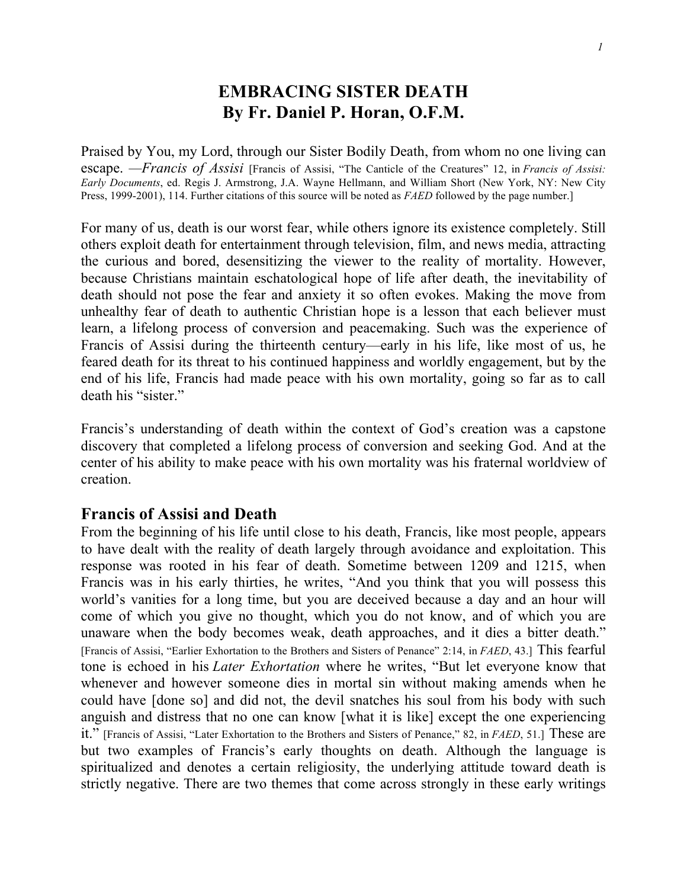# EMBRACING SISTER DEATH
## By Fr. Daniel P. Horan, O.F.M.

Praised by You, my Lord, through our Sister Bodily Death, from whom no one living can escape. —*Francis of Assisi* [Francis of Assisi, "The Canticle of the Creatures" 12, in *Francis of Assisi: Early Documents*, ed. Regis J. Armstrong, J.A. Wayne Hellmann, and William Short (New York, NY: New City Press, 1999-2001), 114. Further citations of this source will be noted as *FAED* followed by the page number.]

For many of us, death is our worst fear, while others ignore its existence completely. Still others exploit death for entertainment through television, film, and news media, attracting the curious and bored, desensitizing the viewer to the reality of mortality. However, because Christians maintain eschatological hope of life after death, the inevitability of death should not pose the fear and anxiety it so often evokes. Making the move from unhealthy fear of death to authentic Christian hope is a lesson that each believer must learn, a lifelong process of conversion and peacemaking. Such was the experience of Francis of Assisi during the thirteenth century—early in his life, like most of us, he feared death for its threat to his continued happiness and worldly engagement, but by the end of his life, Francis had made peace with his own mortality, going so far as to call death his "sister."

Francis's understanding of death within the context of God's creation was a capstone discovery that completed a lifelong process of conversion and seeking God. And at the center of his ability to make peace with his own mortality was his fraternal worldview of creation.

### Francis of Assisi and Death

From the beginning of his life until close to his death, Francis, like most people, appears to have dealt with the reality of death largely through avoidance and exploitation. This response was rooted in his fear of death. Sometime between 1209 and 1215, when Francis was in his early thirties, he writes, "And you think that you will possess this world's vanities for a long time, but you are deceived because a day and an hour will come of which you give no thought, which you do not know, and of which you are unaware when the body becomes weak, death approaches, and it dies a bitter death." [Francis of Assisi, "Earlier Exhortation to the Brothers and Sisters of Penance" 2:14, in *FAED*, 43.] This fearful tone is echoed in his *Later Exhortation* where he writes, "But let everyone know that whenever and however someone dies in mortal sin without making amends when he could have [done so] and did not, the devil snatches his soul from his body with such anguish and distress that no one can know [what it is like] except the one experiencing it." [Francis of Assisi, "Later Exhortation to the Brothers and Sisters of Penance," 82, in *FAED*, 51.] These are but two examples of Francis's early thoughts on death. Although the language is spiritualized and denotes a certain religiosity, the underlying attitude toward death is strictly negative. There are two themes that come across strongly in these early writings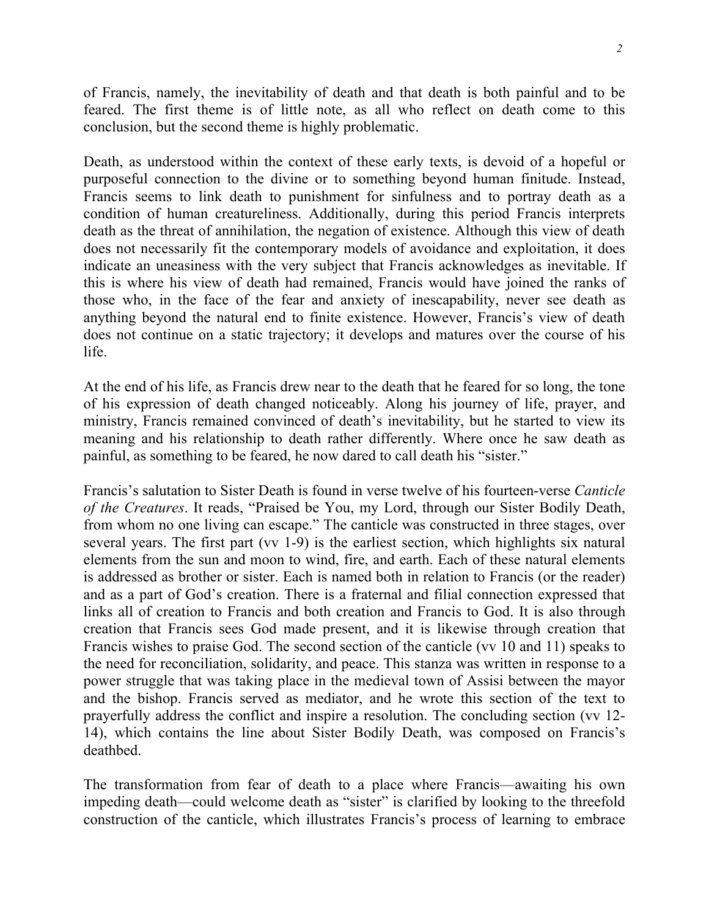of Francis, namely, the inevitability of death and that death is both painful and to be feared. The first theme is of little note, as all who reflect on death come to this conclusion, but the second theme is highly problematic.

Death, as understood within the context of these early texts, is devoid of a hopeful or purposeful connection to the divine or to something beyond human finitude. Instead, Francis seems to link death to punishment for sinfulness and to portray death as a condition of human creatureliness. Additionally, during this period Francis interprets death as the threat of annihilation, the negation of existence. Although this view of death does not necessarily fit the contemporary models of avoidance and exploitation, it does indicate an uneasiness with the very subject that Francis acknowledges as inevitable. If this is where his view of death had remained, Francis would have joined the ranks of those who, in the face of the fear and anxiety of inescapability, never see death as anything beyond the natural end to finite existence. However, Francis's view of death does not continue on a static trajectory; it develops and matures over the course of his life.

At the end of his life, as Francis drew near to the death that he feared for so long, the tone of his expression of death changed noticeably. Along his journey of life, prayer, and ministry, Francis remained convinced of death's inevitability, but he started to view its meaning and his relationship to death rather differently. Where once he saw death as painful, as something to be feared, he now dared to call death his "sister."

Francis's salutation to Sister Death is found in verse twelve of his fourteen-verse *Canticle of the Creatures*. It reads, "Praised be You, my Lord, through our Sister Bodily Death, from whom no one living can escape." The canticle was constructed in three stages, over several years. The first part (vv 1-9) is the earliest section, which highlights six natural elements from the sun and moon to wind, fire, and earth. Each of these natural elements is addressed as brother or sister. Each is named both in relation to Francis (or the reader) and as a part of God's creation. There is a fraternal and filial connection expressed that links all of creation to Francis and both creation and Francis to God. It is also through creation that Francis sees God made present, and it is likewise through creation that Francis wishes to praise God. The second section of the canticle (vv 10 and 11) speaks to the need for reconciliation, solidarity, and peace. This stanza was written in response to a power struggle that was taking place in the medieval town of Assisi between the mayor and the bishop. Francis served as mediator, and he wrote this section of the text to prayerfully address the conflict and inspire a resolution. The concluding section (vv 12-14), which contains the line about Sister Bodily Death, was composed on Francis's deathbed.

The transformation from fear of death to a place where Francis—awaiting his own impeding death—could welcome death as "sister" is clarified by looking to the threefold construction of the canticle, which illustrates Francis's process of learning to embrace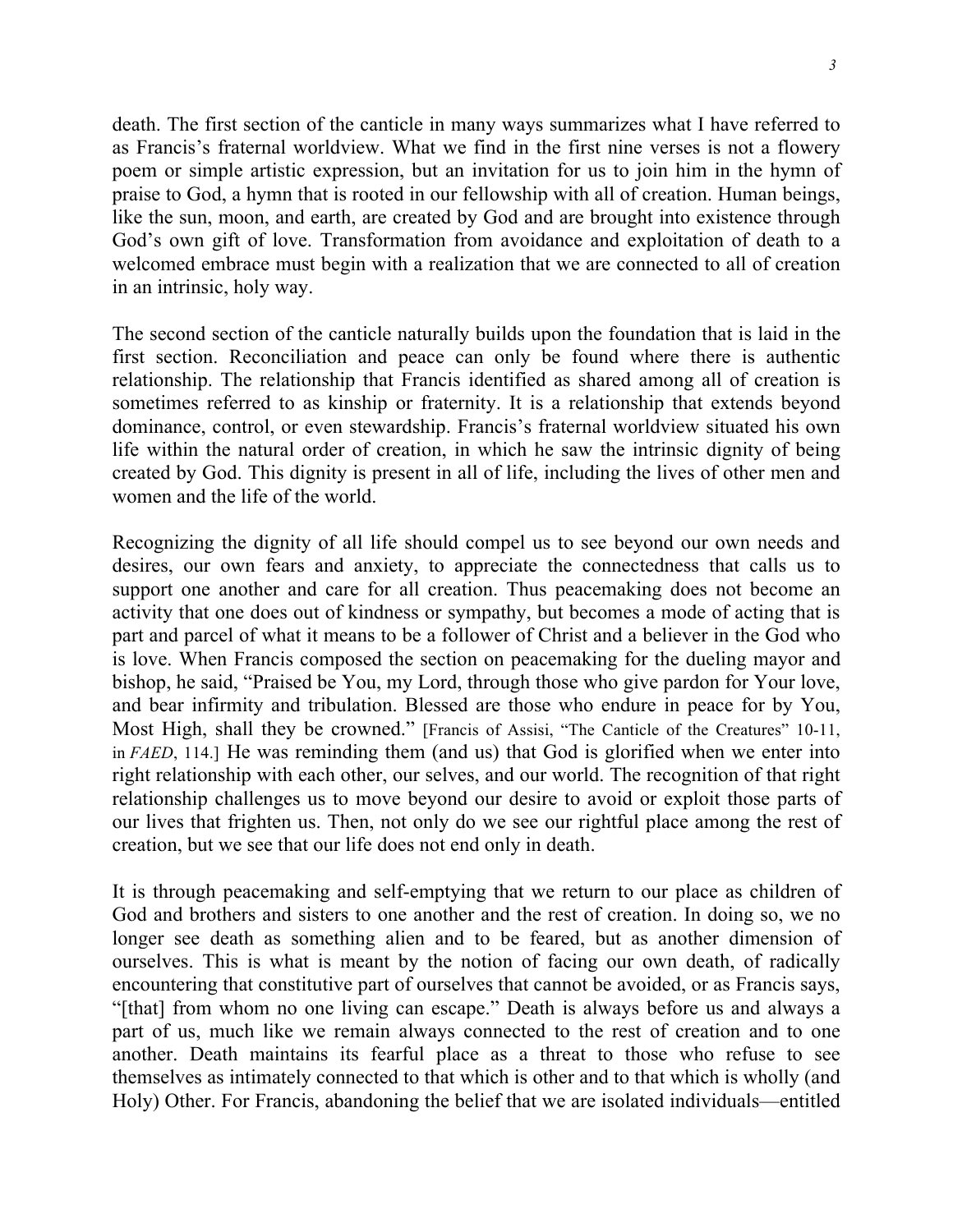death. The first section of the canticle in many ways summarizes what I have referred to as Francis's fraternal worldview. What we find in the first nine verses is not a flowery poem or simple artistic expression, but an invitation for us to join him in the hymn of praise to God, a hymn that is rooted in our fellowship with all of creation. Human beings, like the sun, moon, and earth, are created by God and are brought into existence through God's own gift of love. Transformation from avoidance and exploitation of death to a welcomed embrace must begin with a realization that we are connected to all of creation in an intrinsic, holy way.

The second section of the canticle naturally builds upon the foundation that is laid in the first section. Reconciliation and peace can only be found where there is authentic relationship. The relationship that Francis identified as shared among all of creation is sometimes referred to as kinship or fraternity. It is a relationship that extends beyond dominance, control, or even stewardship. Francis's fraternal worldview situated his own life within the natural order of creation, in which he saw the intrinsic dignity of being created by God. This dignity is present in all of life, including the lives of other men and women and the life of the world.

Recognizing the dignity of all life should compel us to see beyond our own needs and desires, our own fears and anxiety, to appreciate the connectedness that calls us to support one another and care for all creation. Thus peacemaking does not become an activity that one does out of kindness or sympathy, but becomes a mode of acting that is part and parcel of what it means to be a follower of Christ and a believer in the God who is love. When Francis composed the section on peacemaking for the dueling mayor and bishop, he said, "Praised be You, my Lord, through those who give pardon for Your love, and bear infirmity and tribulation. Blessed are those who endure in peace for by You, Most High, shall they be crowned." [Francis of Assisi, "The Canticle of the Creatures" 10-11, in *FAED*, 114.] He was reminding them (and us) that God is glorified when we enter into right relationship with each other, our selves, and our world. The recognition of that right relationship challenges us to move beyond our desire to avoid or exploit those parts of our lives that frighten us. Then, not only do we see our rightful place among the rest of creation, but we see that our life does not end only in death.

It is through peacemaking and self-emptying that we return to our place as children of God and brothers and sisters to one another and the rest of creation. In doing so, we no longer see death as something alien and to be feared, but as another dimension of ourselves. This is what is meant by the notion of facing our own death, of radically encountering that constitutive part of ourselves that cannot be avoided, or as Francis says, "[that] from whom no one living can escape." Death is always before us and always a part of us, much like we remain always connected to the rest of creation and to one another. Death maintains its fearful place as a threat to those who refuse to see themselves as intimately connected to that which is other and to that which is wholly (and Holy) Other. For Francis, abandoning the belief that we are isolated individuals—entitled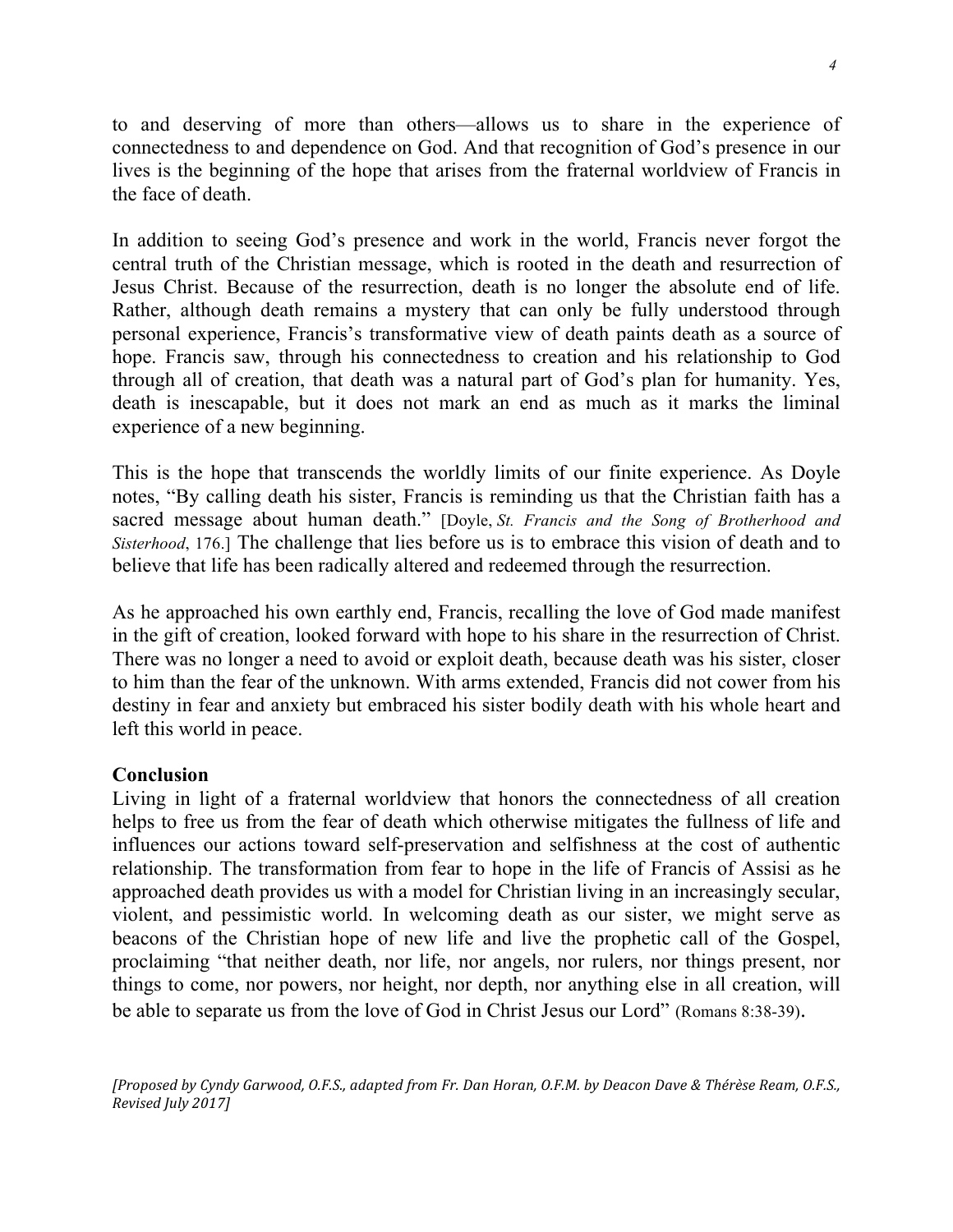to and deserving of more than others—allows us to share in the experience of connectedness to and dependence on God. And that recognition of God's presence in our lives is the beginning of the hope that arises from the fraternal worldview of Francis in the face of death.

In addition to seeing God's presence and work in the world, Francis never forgot the central truth of the Christian message, which is rooted in the death and resurrection of Jesus Christ. Because of the resurrection, death is no longer the absolute end of life. Rather, although death remains a mystery that can only be fully understood through personal experience, Francis's transformative view of death paints death as a source of hope. Francis saw, through his connectedness to creation and his relationship to God through all of creation, that death was a natural part of God's plan for humanity. Yes, death is inescapable, but it does not mark an end as much as it marks the liminal experience of a new beginning.

This is the hope that transcends the worldly limits of our finite experience. As Doyle notes, "By calling death his sister, Francis is reminding us that the Christian faith has a sacred message about human death." [Doyle, *St. Francis and the Song of Brotherhood and Sisterhood*, 176.] The challenge that lies before us is to embrace this vision of death and to believe that life has been radically altered and redeemed through the resurrection.

As he approached his own earthly end, Francis, recalling the love of God made manifest in the gift of creation, looked forward with hope to his share in the resurrection of Christ. There was no longer a need to avoid or exploit death, because death was his sister, closer to him than the fear of the unknown. With arms extended, Francis did not cower from his destiny in fear and anxiety but embraced his sister bodily death with his whole heart and left this world in peace.

**Conclusion**

Living in light of a fraternal worldview that honors the connectedness of all creation helps to free us from the fear of death which otherwise mitigates the fullness of life and influences our actions toward self-preservation and selfishness at the cost of authentic relationship. The transformation from fear to hope in the life of Francis of Assisi as he approached death provides us with a model for Christian living in an increasingly secular, violent, and pessimistic world. In welcoming death as our sister, we might serve as beacons of the Christian hope of new life and live the prophetic call of the Gospel, proclaiming "that neither death, nor life, nor angels, nor rulers, nor things present, nor things to come, nor powers, nor height, nor depth, nor anything else in all creation, will be able to separate us from the love of God in Christ Jesus our Lord" (Romans 8:38-39).

*[Proposed by Cyndy Garwood, O.F.S., adapted from Fr. Dan Horan, O.F.M. by Deacon Dave & Thérèse Ream, O.F.S., Revised July 2017]*